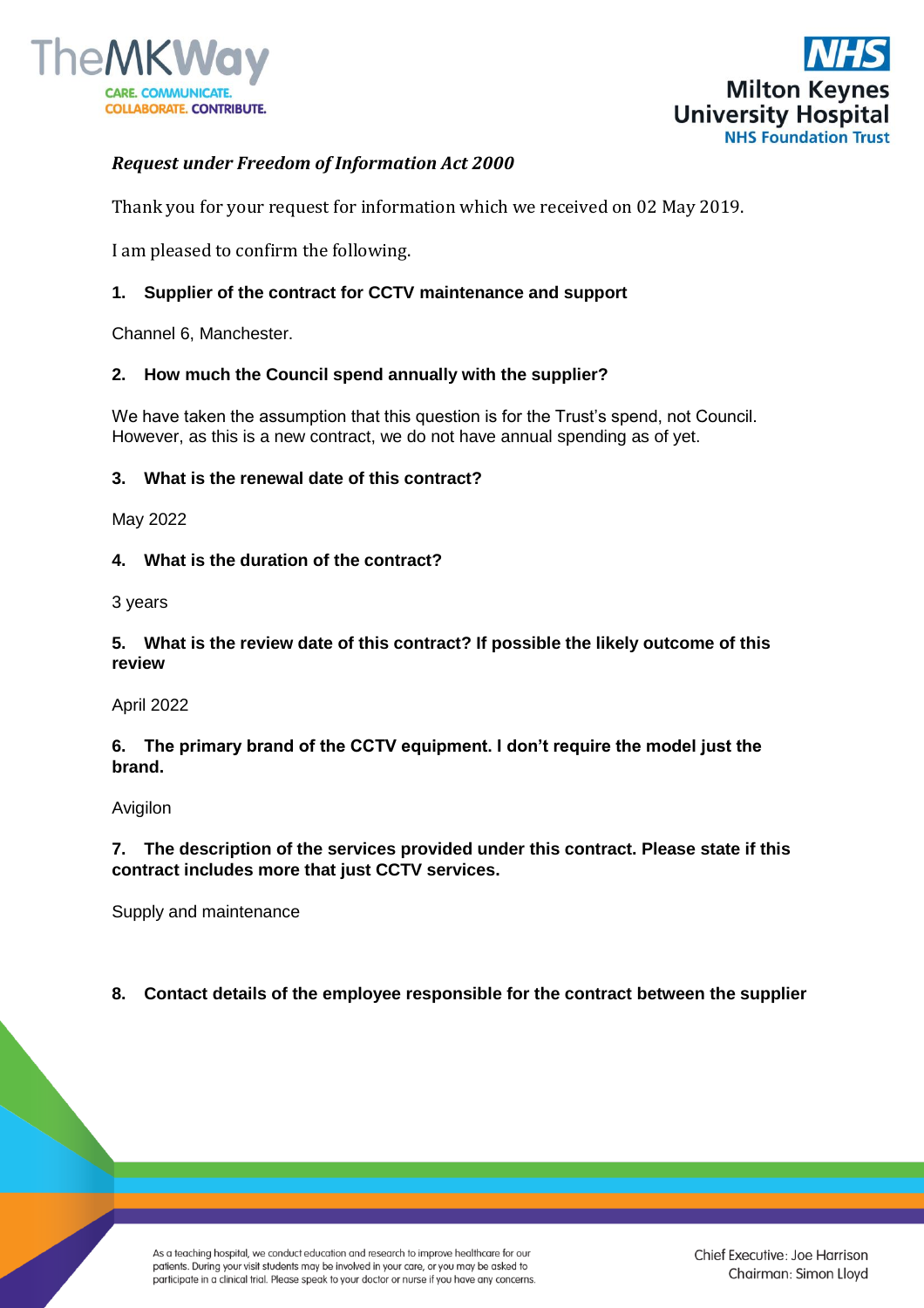*Request under Freedom of Information Act 2000*

Thank you for your request for information which we received on 02 May 2019.

I am pleased to confirm the following.

**1. Supplier of the contract for CCTV maintenance and support**

Channel 6, Manchester.

**2. How much the Council spend annually with the supplier?**

We have taken the assumption that this question is for the Trust's spend, not Council. However, as this is a new contract, we do not have annual spending as of yet.

**3. What is the renewal date of this contract?**

May 2022

**4. What is the duration of the contract?**

3 years

**5. What is the review date of this contract? If possible the likely outcome of this review**

April 2022

**6. The primary brand of the CCTV equipment. I don't require the model just the brand.**

Avigilon

**7. The description of the services provided under this contract. Please state if this contract includes more that just CCTV services.**

Supply and maintenance

**8. Contact details of the employee responsible for the contract between the supplier**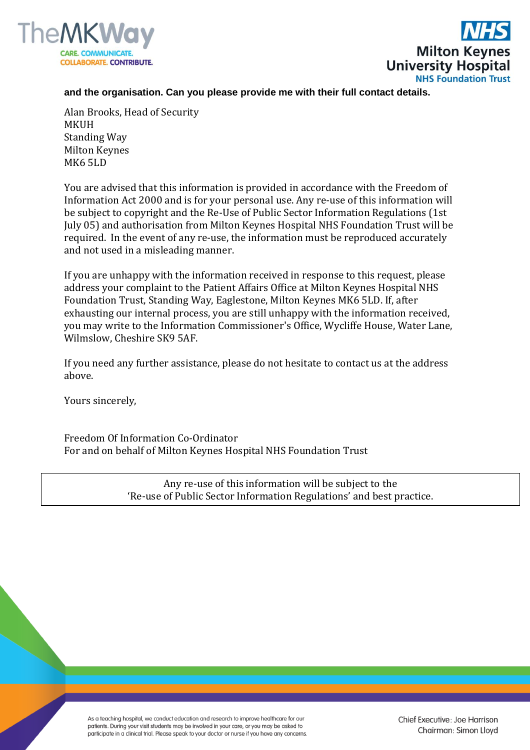**and the organisation. Can you please provide me with their full contact details.**

Alan Brooks, Head of Security
MKUH
Standing Way
Milton Keynes
MK6 5LD

You are advised that this information is provided in accordance with the Freedom of Information Act 2000 and is for your personal use. Any re-use of this information will be subject to copyright and the Re-Use of Public Sector Information Regulations (1st July 05) and authorisation from Milton Keynes Hospital NHS Foundation Trust will be required. In the event of any re-use, the information must be reproduced accurately and not used in a misleading manner.

If you are unhappy with the information received in response to this request, please address your complaint to the Patient Affairs Office at Milton Keynes Hospital NHS Foundation Trust, Standing Way, Eaglestone, Milton Keynes MK6 5LD. If, after exhausting our internal process, you are still unhappy with the information received, you may write to the Information Commissioner's Office, Wycliffe House, Water Lane, Wilmslow, Cheshire SK9 5AF.

If you need any further assistance, please do not hesitate to contact us at the address above.

Yours sincerely,

Freedom Of Information Co-Ordinator
For and on behalf of Milton Keynes Hospital NHS Foundation Trust

Any re-use of this information will be subject to the
'Re-use of Public Sector Information Regulations' and best practice.